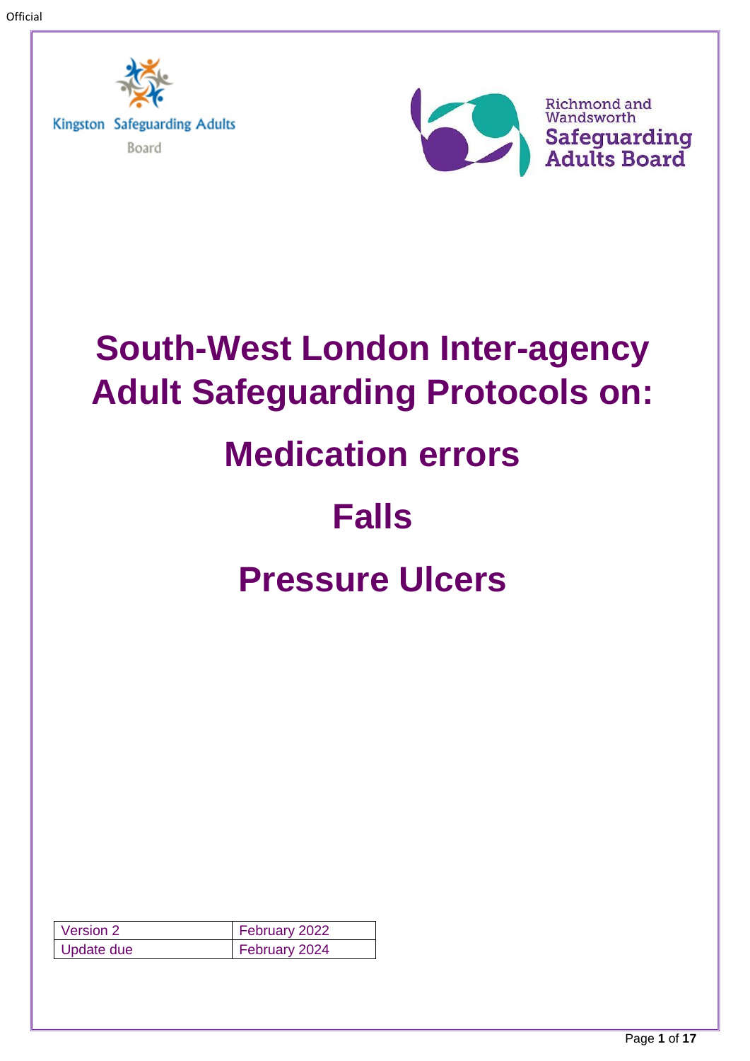Kingston Safeguarding Adults Board

Richmond and Wandsworth Safeguarding Adults Board

# South-West London Inter-agency Adult Safeguarding Protocols on:

# Medication errors

# Falls

# Pressure Ulcers

| Version 2 | February 2022 |
|---|---|
| Update due | February 2024 |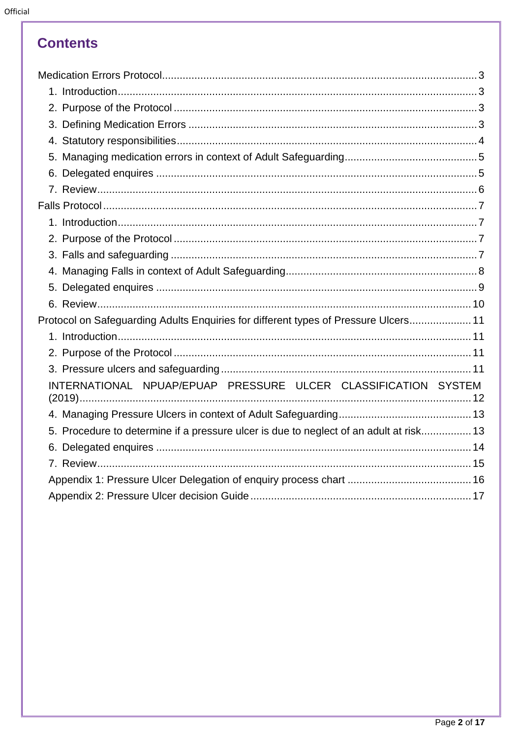# Contents

Medication Errors Protocol......................................................................................................3
1. Introduction......................................................................................................3
2. Purpose of the Protocol......................................................................................................3
3. Defining Medication Errors......................................................................................................3
4. Statutory responsibilities......................................................................................................4
5. Managing medication errors in context of Adult Safeguarding......................................................................................................5
6. Delegated enquires......................................................................................................5
7. Review......................................................................................................6

Falls Protocol......................................................................................................7
1. Introduction......................................................................................................7
2. Purpose of the Protocol......................................................................................................7
3. Falls and safeguarding......................................................................................................7
4. Managing Falls in context of Adult Safeguarding......................................................................................................8
5. Delegated enquires......................................................................................................9
6. Review......................................................................................................10

Protocol on Safeguarding Adults Enquiries for different types of Pressure Ulcers......................................................................................................11
1. Introduction......................................................................................................11
2. Purpose of the Protocol......................................................................................................11
3. Pressure ulcers and safeguarding......................................................................................................11

INTERNATIONAL NPUAP/EPUAP PRESSURE ULCER CLASSIFICATION SYSTEM (2019)......................................................................................................12

4. Managing Pressure Ulcers in context of Adult Safeguarding......................................................................................................13
5. Procedure to determine if a pressure ulcer is due to neglect of an adult at risk......................................................................................................13
6. Delegated enquires......................................................................................................14
7. Review......................................................................................................15

Appendix 1: Pressure Ulcer Delegation of enquiry process chart......................................................................................................16
Appendix 2: Pressure Ulcer decision Guide......................................................................................................17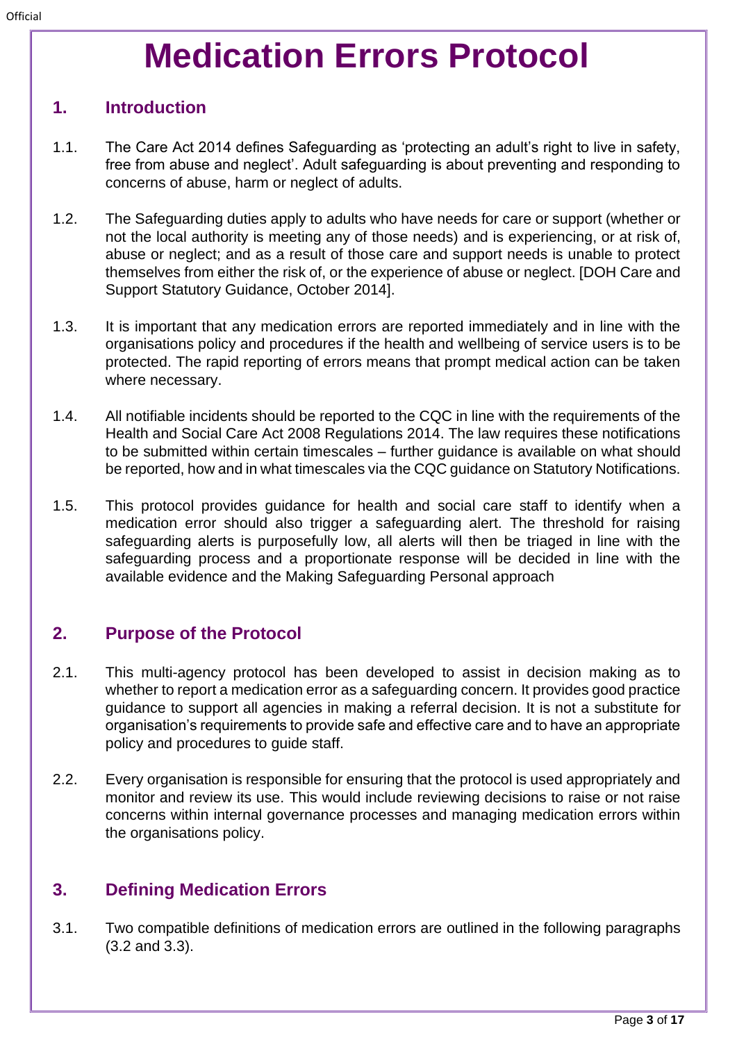# Medication Errors Protocol

## 1. Introduction

1.1. The Care Act 2014 defines Safeguarding as 'protecting an adult's right to live in safety, free from abuse and neglect'. Adult safeguarding is about preventing and responding to concerns of abuse, harm or neglect of adults.

1.2. The Safeguarding duties apply to adults who have needs for care or support (whether or not the local authority is meeting any of those needs) and is experiencing, or at risk of, abuse or neglect; and as a result of those care and support needs is unable to protect themselves from either the risk of, or the experience of abuse or neglect. [DOH Care and Support Statutory Guidance, October 2014].

1.3. It is important that any medication errors are reported immediately and in line with the organisations policy and procedures if the health and wellbeing of service users is to be protected. The rapid reporting of errors means that prompt medical action can be taken where necessary.

1.4. All notifiable incidents should be reported to the CQC in line with the requirements of the Health and Social Care Act 2008 Regulations 2014. The law requires these notifications to be submitted within certain timescales – further guidance is available on what should be reported, how and in what timescales via the CQC guidance on Statutory Notifications.

1.5. This protocol provides guidance for health and social care staff to identify when a medication error should also trigger a safeguarding alert. The threshold for raising safeguarding alerts is purposefully low, all alerts will then be triaged in line with the safeguarding process and a proportionate response will be decided in line with the available evidence and the Making Safeguarding Personal approach

## 2. Purpose of the Protocol

2.1. This multi-agency protocol has been developed to assist in decision making as to whether to report a medication error as a safeguarding concern. It provides good practice guidance to support all agencies in making a referral decision. It is not a substitute for organisation's requirements to provide safe and effective care and to have an appropriate policy and procedures to guide staff.

2.2. Every organisation is responsible for ensuring that the protocol is used appropriately and monitor and review its use. This would include reviewing decisions to raise or not raise concerns within internal governance processes and managing medication errors within the organisations policy.

## 3. Defining Medication Errors

3.1. Two compatible definitions of medication errors are outlined in the following paragraphs (3.2 and 3.3).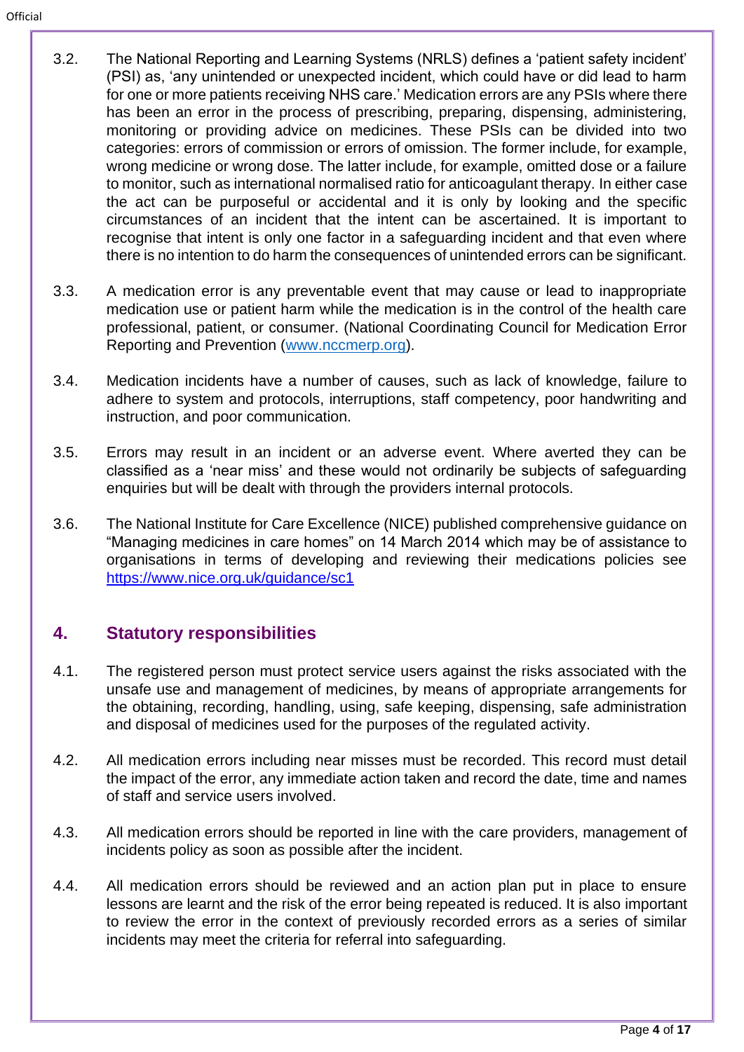3.2. The National Reporting and Learning Systems (NRLS) defines a 'patient safety incident' (PSI) as, 'any unintended or unexpected incident, which could have or did lead to harm for one or more patients receiving NHS care.' Medication errors are any PSIs where there has been an error in the process of prescribing, preparing, dispensing, administering, monitoring or providing advice on medicines. These PSIs can be divided into two categories: errors of commission or errors of omission. The former include, for example, wrong medicine or wrong dose. The latter include, for example, omitted dose or a failure to monitor, such as international normalised ratio for anticoagulant therapy. In either case the act can be purposeful or accidental and it is only by looking and the specific circumstances of an incident that the intent can be ascertained. It is important to recognise that intent is only one factor in a safeguarding incident and that even where there is no intention to do harm the consequences of unintended errors can be significant.

3.3. A medication error is any preventable event that may cause or lead to inappropriate medication use or patient harm while the medication is in the control of the health care professional, patient, or consumer. (National Coordinating Council for Medication Error Reporting and Prevention (www.nccmerp.org).

3.4. Medication incidents have a number of causes, such as lack of knowledge, failure to adhere to system and protocols, interruptions, staff competency, poor handwriting and instruction, and poor communication.

3.5. Errors may result in an incident or an adverse event. Where averted they can be classified as a 'near miss' and these would not ordinarily be subjects of safeguarding enquiries but will be dealt with through the providers internal protocols.

3.6. The National Institute for Care Excellence (NICE) published comprehensive guidance on "Managing medicines in care homes" on 14 March 2014 which may be of assistance to organisations in terms of developing and reviewing their medications policies see https://www.nice.org.uk/guidance/sc1

## 4. Statutory responsibilities

4.1. The registered person must protect service users against the risks associated with the unsafe use and management of medicines, by means of appropriate arrangements for the obtaining, recording, handling, using, safe keeping, dispensing, safe administration and disposal of medicines used for the purposes of the regulated activity.

4.2. All medication errors including near misses must be recorded. This record must detail the impact of the error, any immediate action taken and record the date, time and names of staff and service users involved.

4.3. All medication errors should be reported in line with the care providers, management of incidents policy as soon as possible after the incident.

4.4. All medication errors should be reviewed and an action plan put in place to ensure lessons are learnt and the risk of the error being repeated is reduced. It is also important to review the error in the context of previously recorded errors as a series of similar incidents may meet the criteria for referral into safeguarding.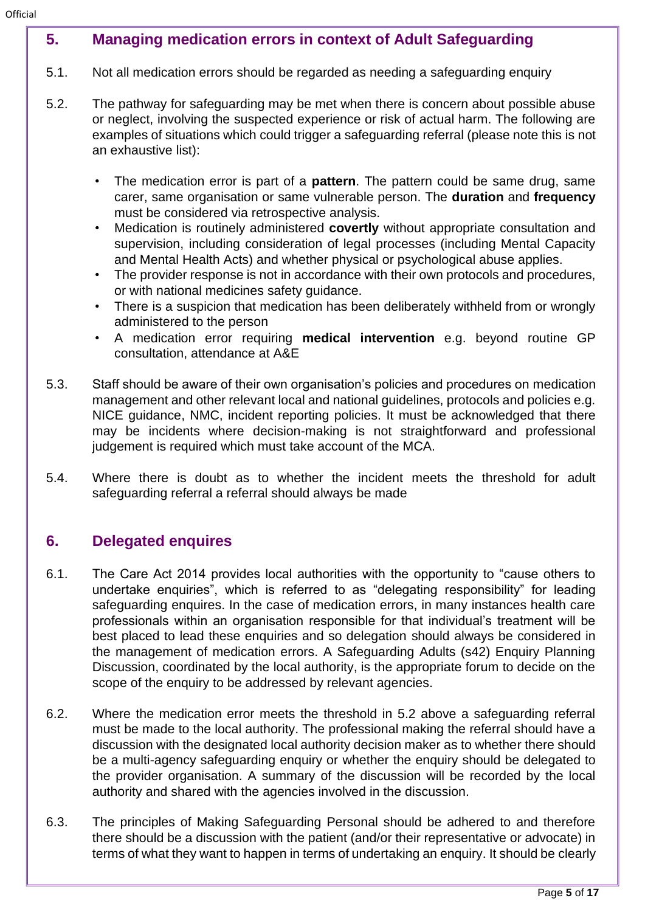## 5. Managing medication errors in context of Adult Safeguarding

5.1. Not all medication errors should be regarded as needing a safeguarding enquiry

5.2. The pathway for safeguarding may be met when there is concern about possible abuse or neglect, involving the suspected experience or risk of actual harm. The following are examples of situations which could trigger a safeguarding referral (please note this is not an exhaustive list):

- The medication error is part of a **pattern**. The pattern could be same drug, same carer, same organisation or same vulnerable person. The **duration** and **frequency** must be considered via retrospective analysis.
- Medication is routinely administered **covertly** without appropriate consultation and supervision, including consideration of legal processes (including Mental Capacity and Mental Health Acts) and whether physical or psychological abuse applies.
- The provider response is not in accordance with their own protocols and procedures, or with national medicines safety guidance.
- There is a suspicion that medication has been deliberately withheld from or wrongly administered to the person
- A medication error requiring **medical intervention** e.g. beyond routine GP consultation, attendance at A&E

5.3. Staff should be aware of their own organisation's policies and procedures on medication management and other relevant local and national guidelines, protocols and policies e.g. NICE guidance, NMC, incident reporting policies. It must be acknowledged that there may be incidents where decision-making is not straightforward and professional judgement is required which must take account of the MCA.

5.4. Where there is doubt as to whether the incident meets the threshold for adult safeguarding referral a referral should always be made

## 6. Delegated enquires

6.1. The Care Act 2014 provides local authorities with the opportunity to "cause others to undertake enquiries", which is referred to as "delegating responsibility" for leading safeguarding enquires. In the case of medication errors, in many instances health care professionals within an organisation responsible for that individual's treatment will be best placed to lead these enquiries and so delegation should always be considered in the management of medication errors. A Safeguarding Adults (s42) Enquiry Planning Discussion, coordinated by the local authority, is the appropriate forum to decide on the scope of the enquiry to be addressed by relevant agencies.

6.2. Where the medication error meets the threshold in 5.2 above a safeguarding referral must be made to the local authority. The professional making the referral should have a discussion with the designated local authority decision maker as to whether there should be a multi-agency safeguarding enquiry or whether the enquiry should be delegated to the provider organisation. A summary of the discussion will be recorded by the local authority and shared with the agencies involved in the discussion.

6.3. The principles of Making Safeguarding Personal should be adhered to and therefore there should be a discussion with the patient (and/or their representative or advocate) in terms of what they want to happen in terms of undertaking an enquiry. It should be clearly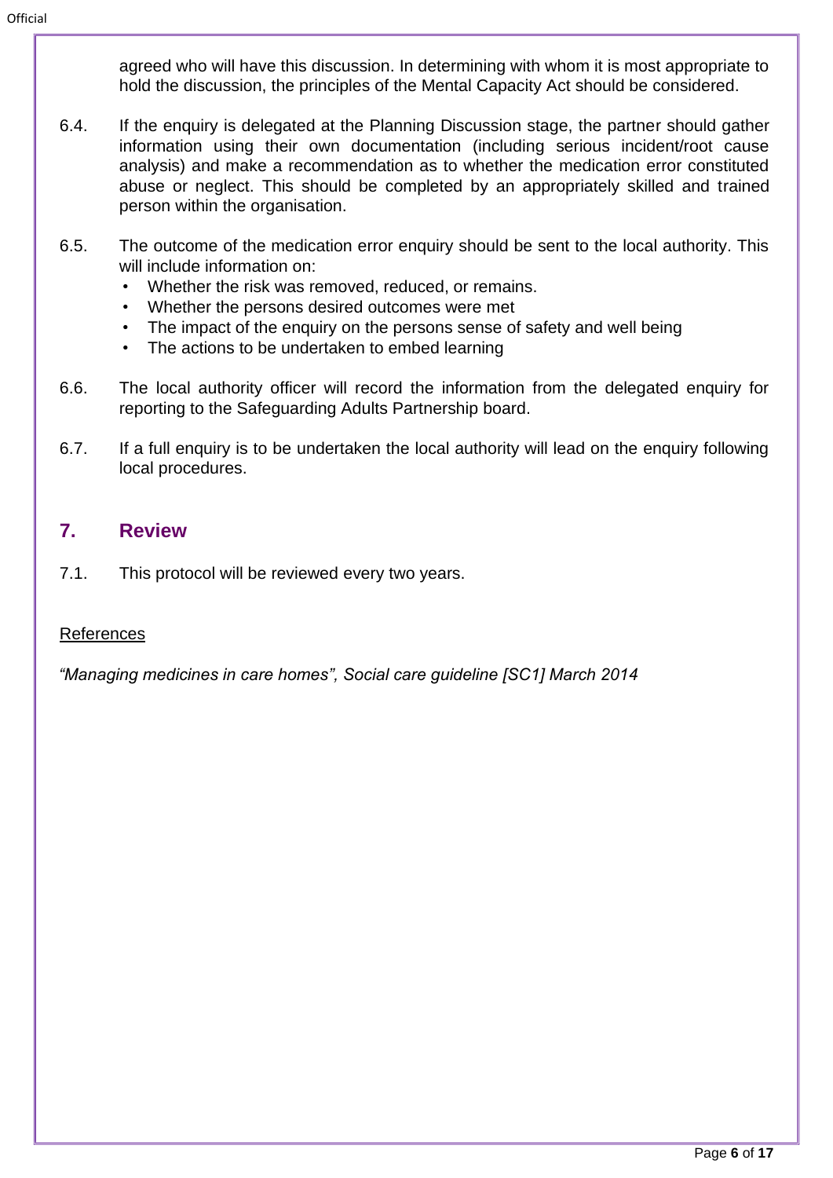agreed who will have this discussion. In determining with whom it is most appropriate to hold the discussion, the principles of the Mental Capacity Act should be considered.

6.4. If the enquiry is delegated at the Planning Discussion stage, the partner should gather information using their own documentation (including serious incident/root cause analysis) and make a recommendation as to whether the medication error constituted abuse or neglect. This should be completed by an appropriately skilled and trained person within the organisation.

6.5. The outcome of the medication error enquiry should be sent to the local authority. This will include information on:

- Whether the risk was removed, reduced, or remains.
- Whether the persons desired outcomes were met
- The impact of the enquiry on the persons sense of safety and well being
- The actions to be undertaken to embed learning

6.6. The local authority officer will record the information from the delegated enquiry for reporting to the Safeguarding Adults Partnership board.

6.7. If a full enquiry is to be undertaken the local authority will lead on the enquiry following local procedures.

## 7. Review

7.1. This protocol will be reviewed every two years.

References

*"Managing medicines in care homes", Social care guideline [SC1] March 2014*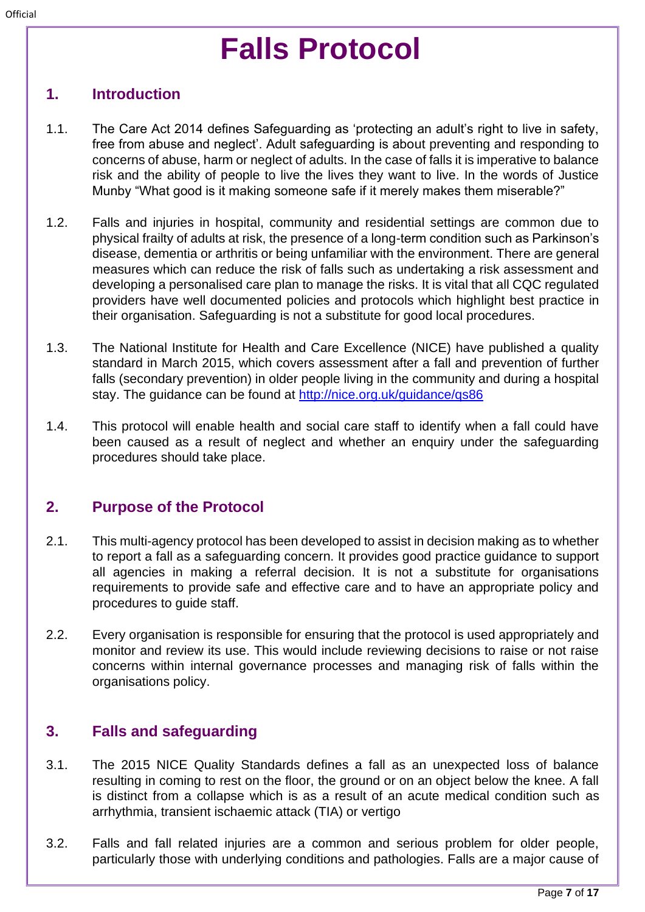# Falls Protocol

## 1. Introduction

1.1. The Care Act 2014 defines Safeguarding as 'protecting an adult's right to live in safety, free from abuse and neglect'. Adult safeguarding is about preventing and responding to concerns of abuse, harm or neglect of adults. In the case of falls it is imperative to balance risk and the ability of people to live the lives they want to live. In the words of Justice Munby "What good is it making someone safe if it merely makes them miserable?"

1.2. Falls and injuries in hospital, community and residential settings are common due to physical frailty of adults at risk, the presence of a long-term condition such as Parkinson's disease, dementia or arthritis or being unfamiliar with the environment. There are general measures which can reduce the risk of falls such as undertaking a risk assessment and developing a personalised care plan to manage the risks. It is vital that all CQC regulated providers have well documented policies and protocols which highlight best practice in their organisation. Safeguarding is not a substitute for good local procedures.

1.3. The National Institute for Health and Care Excellence (NICE) have published a quality standard in March 2015, which covers assessment after a fall and prevention of further falls (secondary prevention) in older people living in the community and during a hospital stay. The guidance can be found at [http://nice.org.uk/guidance/qs86](http://nice.org.uk/guidance/qs86)

1.4. This protocol will enable health and social care staff to identify when a fall could have been caused as a result of neglect and whether an enquiry under the safeguarding procedures should take place.

## 2. Purpose of the Protocol

2.1. This multi-agency protocol has been developed to assist in decision making as to whether to report a fall as a safeguarding concern. It provides good practice guidance to support all agencies in making a referral decision. It is not a substitute for organisations requirements to provide safe and effective care and to have an appropriate policy and procedures to guide staff.

2.2. Every organisation is responsible for ensuring that the protocol is used appropriately and monitor and review its use. This would include reviewing decisions to raise or not raise concerns within internal governance processes and managing risk of falls within the organisations policy.

## 3. Falls and safeguarding

3.1. The 2015 NICE Quality Standards defines a fall as an unexpected loss of balance resulting in coming to rest on the floor, the ground or on an object below the knee. A fall is distinct from a collapse which is as a result of an acute medical condition such as arrhythmia, transient ischaemic attack (TIA) or vertigo

3.2. Falls and fall related injuries are a common and serious problem for older people, particularly those with underlying conditions and pathologies. Falls are a major cause of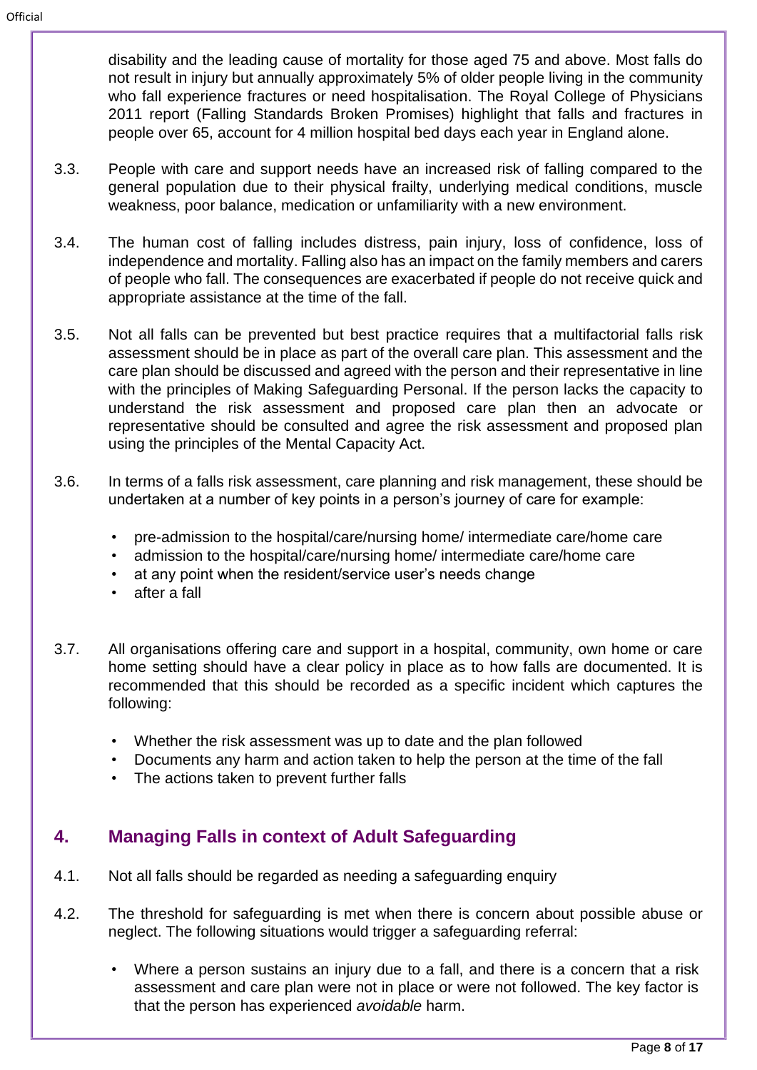disability and the leading cause of mortality for those aged 75 and above. Most falls do not result in injury but annually approximately 5% of older people living in the community who fall experience fractures or need hospitalisation. The Royal College of Physicians 2011 report (Falling Standards Broken Promises) highlight that falls and fractures in people over 65, account for 4 million hospital bed days each year in England alone.

3.3. People with care and support needs have an increased risk of falling compared to the general population due to their physical frailty, underlying medical conditions, muscle weakness, poor balance, medication or unfamiliarity with a new environment.

3.4. The human cost of falling includes distress, pain injury, loss of confidence, loss of independence and mortality. Falling also has an impact on the family members and carers of people who fall. The consequences are exacerbated if people do not receive quick and appropriate assistance at the time of the fall.

3.5. Not all falls can be prevented but best practice requires that a multifactorial falls risk assessment should be in place as part of the overall care plan. This assessment and the care plan should be discussed and agreed with the person and their representative in line with the principles of Making Safeguarding Personal. If the person lacks the capacity to understand the risk assessment and proposed care plan then an advocate or representative should be consulted and agree the risk assessment and proposed plan using the principles of the Mental Capacity Act.

3.6. In terms of a falls risk assessment, care planning and risk management, these should be undertaken at a number of key points in a person's journey of care for example:

- pre-admission to the hospital/care/nursing home/ intermediate care/home care
- admission to the hospital/care/nursing home/ intermediate care/home care
- at any point when the resident/service user's needs change
- after a fall

3.7. All organisations offering care and support in a hospital, community, own home or care home setting should have a clear policy in place as to how falls are documented. It is recommended that this should be recorded as a specific incident which captures the following:

- Whether the risk assessment was up to date and the plan followed
- Documents any harm and action taken to help the person at the time of the fall
- The actions taken to prevent further falls

## 4. Managing Falls in context of Adult Safeguarding

4.1. Not all falls should be regarded as needing a safeguarding enquiry

4.2. The threshold for safeguarding is met when there is concern about possible abuse or neglect. The following situations would trigger a safeguarding referral:

- Where a person sustains an injury due to a fall, and there is a concern that a risk assessment and care plan were not in place or were not followed. The key factor is that the person has experienced *avoidable* harm.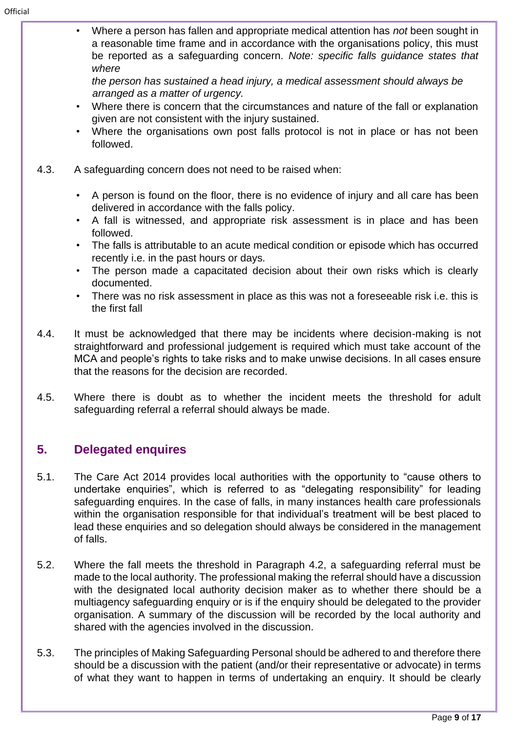- Where a person has fallen and appropriate medical attention has *not* been sought in a reasonable time frame and in accordance with the organisations policy, this must be reported as a safeguarding concern. *Note: specific falls guidance states that where the person has sustained a head injury, a medical assessment should always be arranged as a matter of urgency.*
- Where there is concern that the circumstances and nature of the fall or explanation given are not consistent with the injury sustained.
- Where the organisations own post falls protocol is not in place or has not been followed.

4.3. A safeguarding concern does not need to be raised when:

- A person is found on the floor, there is no evidence of injury and all care has been delivered in accordance with the falls policy.
- A fall is witnessed, and appropriate risk assessment is in place and has been followed.
- The falls is attributable to an acute medical condition or episode which has occurred recently i.e. in the past hours or days.
- The person made a capacitated decision about their own risks which is clearly documented.
- There was no risk assessment in place as this was not a foreseeable risk i.e. this is the first fall

4.4. It must be acknowledged that there may be incidents where decision-making is not straightforward and professional judgement is required which must take account of the MCA and people's rights to take risks and to make unwise decisions. In all cases ensure that the reasons for the decision are recorded.

4.5. Where there is doubt as to whether the incident meets the threshold for adult safeguarding referral a referral should always be made.

## 5. Delegated enquires

5.1. The Care Act 2014 provides local authorities with the opportunity to "cause others to undertake enquiries", which is referred to as "delegating responsibility" for leading safeguarding enquires. In the case of falls, in many instances health care professionals within the organisation responsible for that individual's treatment will be best placed to lead these enquiries and so delegation should always be considered in the management of falls.

5.2. Where the fall meets the threshold in Paragraph 4.2, a safeguarding referral must be made to the local authority. The professional making the referral should have a discussion with the designated local authority decision maker as to whether there should be a multiagency safeguarding enquiry or is if the enquiry should be delegated to the provider organisation. A summary of the discussion will be recorded by the local authority and shared with the agencies involved in the discussion.

5.3. The principles of Making Safeguarding Personal should be adhered to and therefore there should be a discussion with the patient (and/or their representative or advocate) in terms of what they want to happen in terms of undertaking an enquiry. It should be clearly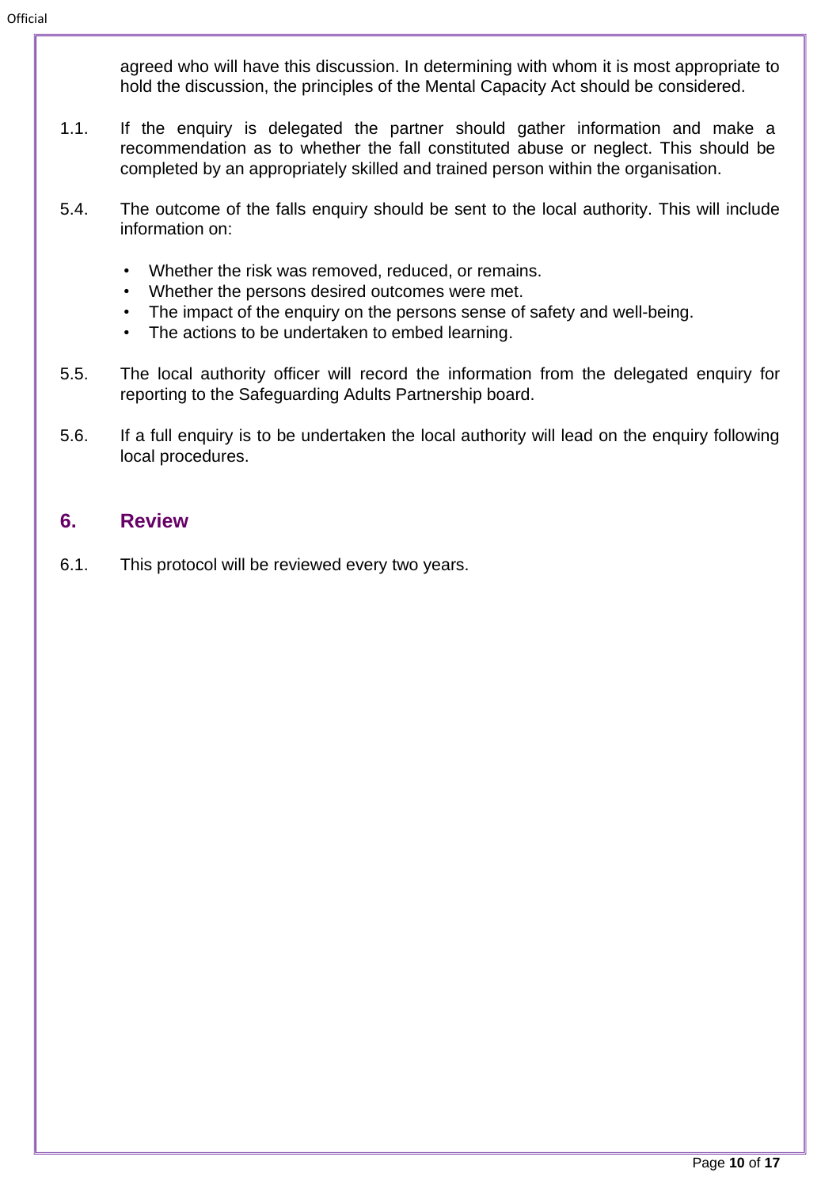agreed who will have this discussion. In determining with whom it is most appropriate to hold the discussion, the principles of the Mental Capacity Act should be considered.

1.1. If the enquiry is delegated the partner should gather information and make a recommendation as to whether the fall constituted abuse or neglect. This should be completed by an appropriately skilled and trained person within the organisation.

5.4. The outcome of the falls enquiry should be sent to the local authority. This will include information on:

- Whether the risk was removed, reduced, or remains.
- Whether the persons desired outcomes were met.
- The impact of the enquiry on the persons sense of safety and well-being.
- The actions to be undertaken to embed learning.

5.5. The local authority officer will record the information from the delegated enquiry for reporting to the Safeguarding Adults Partnership board.

5.6. If a full enquiry is to be undertaken the local authority will lead on the enquiry following local procedures.

## 6. Review

6.1. This protocol will be reviewed every two years.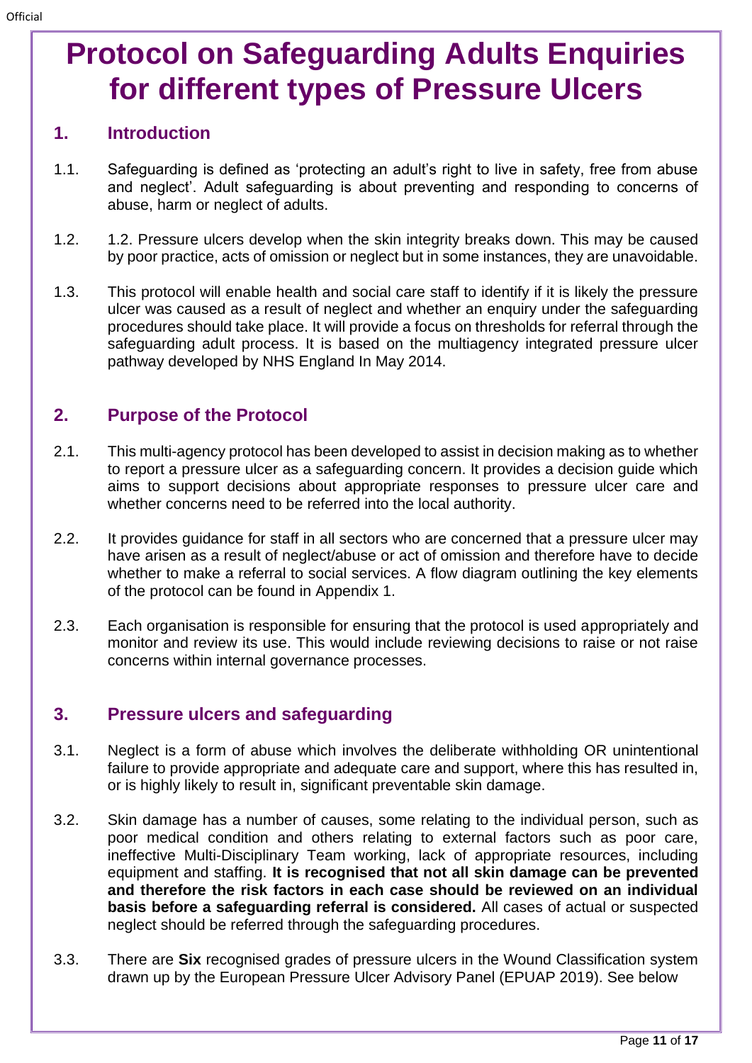# Protocol on Safeguarding Adults Enquiries for different types of Pressure Ulcers

## 1. Introduction

1.1. Safeguarding is defined as 'protecting an adult's right to live in safety, free from abuse and neglect'. Adult safeguarding is about preventing and responding to concerns of abuse, harm or neglect of adults.

1.2. 1.2. Pressure ulcers develop when the skin integrity breaks down. This may be caused by poor practice, acts of omission or neglect but in some instances, they are unavoidable.

1.3. This protocol will enable health and social care staff to identify if it is likely the pressure ulcer was caused as a result of neglect and whether an enquiry under the safeguarding procedures should take place. It will provide a focus on thresholds for referral through the safeguarding adult process. It is based on the multiagency integrated pressure ulcer pathway developed by NHS England In May 2014.

## 2. Purpose of the Protocol

2.1. This multi-agency protocol has been developed to assist in decision making as to whether to report a pressure ulcer as a safeguarding concern. It provides a decision guide which aims to support decisions about appropriate responses to pressure ulcer care and whether concerns need to be referred into the local authority.

2.2. It provides guidance for staff in all sectors who are concerned that a pressure ulcer may have arisen as a result of neglect/abuse or act of omission and therefore have to decide whether to make a referral to social services. A flow diagram outlining the key elements of the protocol can be found in Appendix 1.

2.3. Each organisation is responsible for ensuring that the protocol is used appropriately and monitor and review its use. This would include reviewing decisions to raise or not raise concerns within internal governance processes.

## 3. Pressure ulcers and safeguarding

3.1. Neglect is a form of abuse which involves the deliberate withholding OR unintentional failure to provide appropriate and adequate care and support, where this has resulted in, or is highly likely to result in, significant preventable skin damage.

3.2. Skin damage has a number of causes, some relating to the individual person, such as poor medical condition and others relating to external factors such as poor care, ineffective Multi-Disciplinary Team working, lack of appropriate resources, including equipment and staffing. **It is recognised that not all skin damage can be prevented and therefore the risk factors in each case should be reviewed on an individual basis before a safeguarding referral is considered.** All cases of actual or suspected neglect should be referred through the safeguarding procedures.

3.3. There are **Six** recognised grades of pressure ulcers in the Wound Classification system drawn up by the European Pressure Ulcer Advisory Panel (EPUAP 2019). See below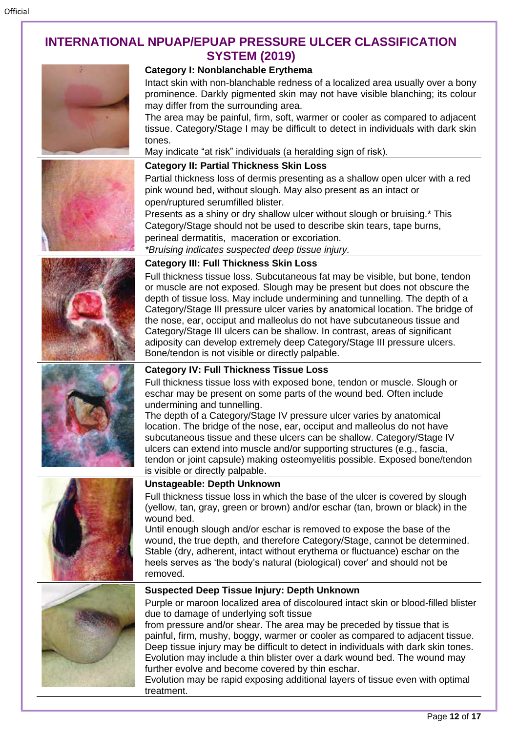# INTERNATIONAL NPUAP/EPUAP PRESSURE ULCER CLASSIFICATION SYSTEM (2019)

### Category I: Nonblanchable Erythema

Intact skin with non-blanchable redness of a localized area usually over a bony prominence. Darkly pigmented skin may not have visible blanching; its colour may differ from the surrounding area.

The area may be painful, firm, soft, warmer or cooler as compared to adjacent tissue. Category/Stage I may be difficult to detect in individuals with dark skin tones.

May indicate "at risk" individuals (a heralding sign of risk).

### Category II: Partial Thickness Skin Loss

Partial thickness loss of dermis presenting as a shallow open ulcer with a red pink wound bed, without slough. May also present as an intact or open/ruptured serumfilled blister.

Presents as a shiny or dry shallow ulcer without slough or bruising.* This Category/Stage should not be used to describe skin tears, tape burns, perineal dermatitis, maceration or excoriation.

*\*Bruising indicates suspected deep tissue injury.*

### Category III: Full Thickness Skin Loss

Full thickness tissue loss. Subcutaneous fat may be visible, but bone, tendon or muscle are not exposed. Slough may be present but does not obscure the depth of tissue loss. May include undermining and tunnelling. The depth of a Category/Stage III pressure ulcer varies by anatomical location. The bridge of the nose, ear, occiput and malleolus do not have subcutaneous tissue and Category/Stage III ulcers can be shallow. In contrast, areas of significant adiposity can develop extremely deep Category/Stage III pressure ulcers. Bone/tendon is not visible or directly palpable.

### Category IV: Full Thickness Tissue Loss

Full thickness tissue loss with exposed bone, tendon or muscle. Slough or eschar may be present on some parts of the wound bed. Often include undermining and tunnelling.

The depth of a Category/Stage IV pressure ulcer varies by anatomical location. The bridge of the nose, ear, occiput and malleolus do not have subcutaneous tissue and these ulcers can be shallow. Category/Stage IV ulcers can extend into muscle and/or supporting structures (e.g., fascia, tendon or joint capsule) making osteomyelitis possible. Exposed bone/tendon is visible or directly palpable.

### Unstageable: Depth Unknown

Full thickness tissue loss in which the base of the ulcer is covered by slough (yellow, tan, gray, green or brown) and/or eschar (tan, brown or black) in the wound bed.

Until enough slough and/or eschar is removed to expose the base of the wound, the true depth, and therefore Category/Stage, cannot be determined. Stable (dry, adherent, intact without erythema or fluctuance) eschar on the heels serves as 'the body's natural (biological) cover' and should not be removed.

### Suspected Deep Tissue Injury: Depth Unknown

Purple or maroon localized area of discoloured intact skin or blood-filled blister due to damage of underlying soft tissue from pressure and/or shear. The area may be preceded by tissue that is painful, firm, mushy, boggy, warmer or cooler as compared to adjacent tissue. Deep tissue injury may be difficult to detect in individuals with dark skin tones. Evolution may include a thin blister over a dark wound bed. The wound may further evolve and become covered by thin eschar.

Evolution may be rapid exposing additional layers of tissue even with optimal treatment.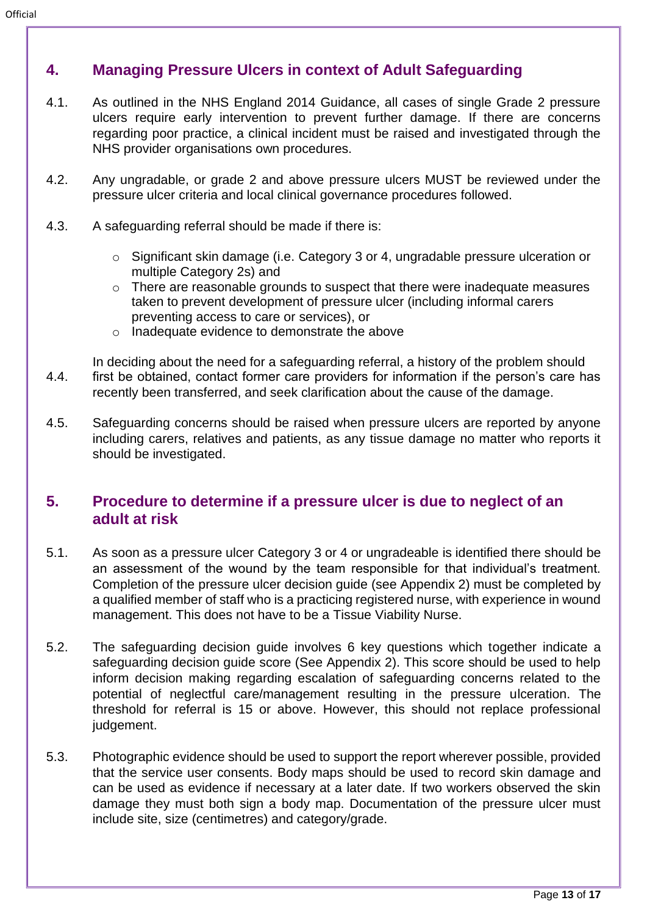## 4. Managing Pressure Ulcers in context of Adult Safeguarding

4.1. As outlined in the NHS England 2014 Guidance, all cases of single Grade 2 pressure ulcers require early intervention to prevent further damage. If there are concerns regarding poor practice, a clinical incident must be raised and investigated through the NHS provider organisations own procedures.

4.2. Any ungradable, or grade 2 and above pressure ulcers MUST be reviewed under the pressure ulcer criteria and local clinical governance procedures followed.

4.3. A safeguarding referral should be made if there is:

- Significant skin damage (i.e. Category 3 or 4, ungradable pressure ulceration or multiple Category 2s) and
- There are reasonable grounds to suspect that there were inadequate measures taken to prevent development of pressure ulcer (including informal carers preventing access to care or services), or
- Inadequate evidence to demonstrate the above

4.4. In deciding about the need for a safeguarding referral, a history of the problem should first be obtained, contact former care providers for information if the person's care has recently been transferred, and seek clarification about the cause of the damage.

4.5. Safeguarding concerns should be raised when pressure ulcers are reported by anyone including carers, relatives and patients, as any tissue damage no matter who reports it should be investigated.

## 5. Procedure to determine if a pressure ulcer is due to neglect of an adult at risk

5.1. As soon as a pressure ulcer Category 3 or 4 or ungradeable is identified there should be an assessment of the wound by the team responsible for that individual's treatment. Completion of the pressure ulcer decision guide (see Appendix 2) must be completed by a qualified member of staff who is a practicing registered nurse, with experience in wound management. This does not have to be a Tissue Viability Nurse.

5.2. The safeguarding decision guide involves 6 key questions which together indicate a safeguarding decision guide score (See Appendix 2). This score should be used to help inform decision making regarding escalation of safeguarding concerns related to the potential of neglectful care/management resulting in the pressure ulceration. The threshold for referral is 15 or above. However, this should not replace professional judgement.

5.3. Photographic evidence should be used to support the report wherever possible, provided that the service user consents. Body maps should be used to record skin damage and can be used as evidence if necessary at a later date. If two workers observed the skin damage they must both sign a body map. Documentation of the pressure ulcer must include site, size (centimetres) and category/grade.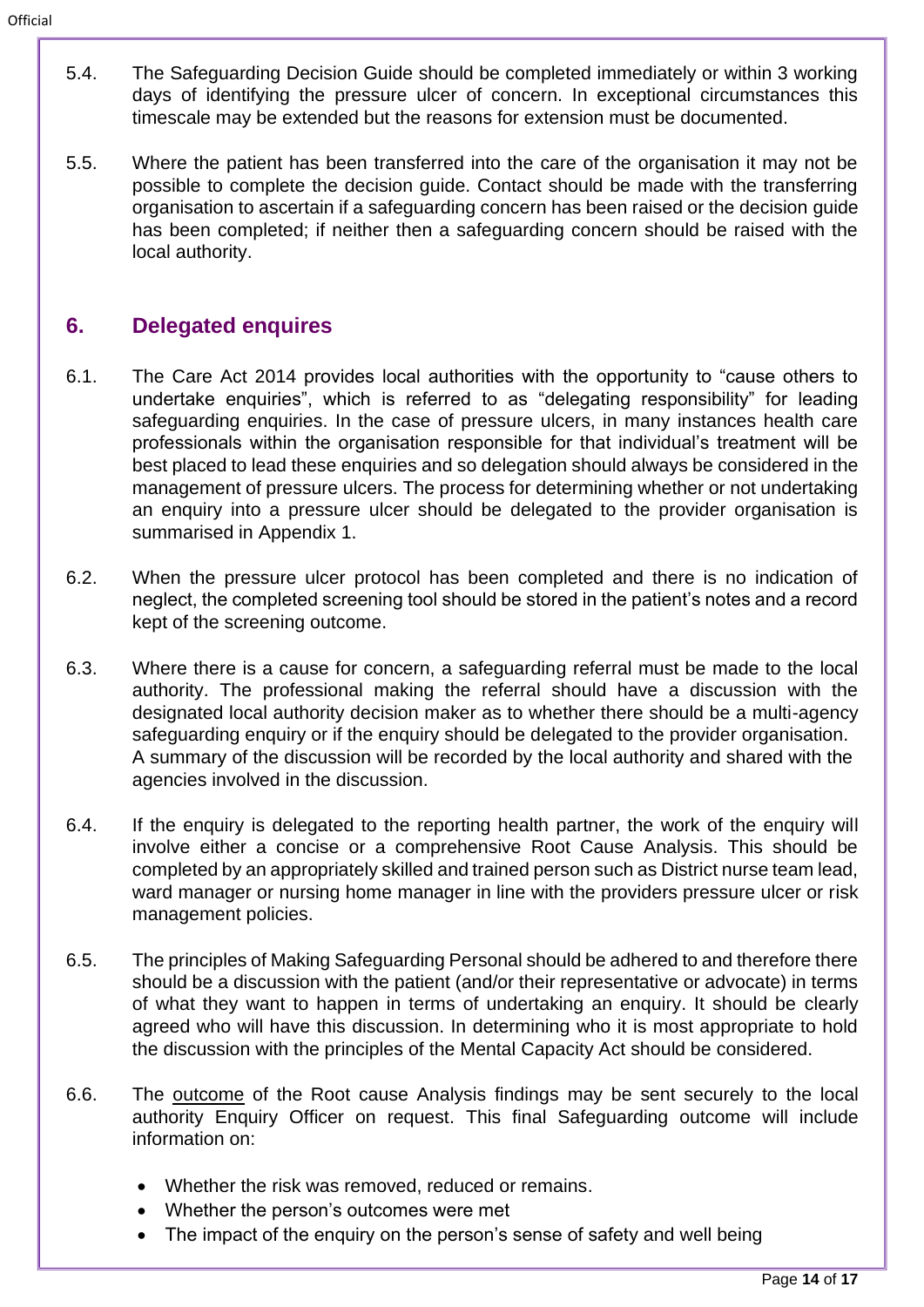5.4. The Safeguarding Decision Guide should be completed immediately or within 3 working days of identifying the pressure ulcer of concern. In exceptional circumstances this timescale may be extended but the reasons for extension must be documented.

5.5. Where the patient has been transferred into the care of the organisation it may not be possible to complete the decision guide. Contact should be made with the transferring organisation to ascertain if a safeguarding concern has been raised or the decision guide has been completed; if neither then a safeguarding concern should be raised with the local authority.

## 6. Delegated enquires

6.1. The Care Act 2014 provides local authorities with the opportunity to "cause others to undertake enquiries", which is referred to as "delegating responsibility" for leading safeguarding enquiries. In the case of pressure ulcers, in many instances health care professionals within the organisation responsible for that individual's treatment will be best placed to lead these enquiries and so delegation should always be considered in the management of pressure ulcers. The process for determining whether or not undertaking an enquiry into a pressure ulcer should be delegated to the provider organisation is summarised in Appendix 1.

6.2. When the pressure ulcer protocol has been completed and there is no indication of neglect, the completed screening tool should be stored in the patient's notes and a record kept of the screening outcome.

6.3. Where there is a cause for concern, a safeguarding referral must be made to the local authority. The professional making the referral should have a discussion with the designated local authority decision maker as to whether there should be a multi-agency safeguarding enquiry or if the enquiry should be delegated to the provider organisation. A summary of the discussion will be recorded by the local authority and shared with the agencies involved in the discussion.

6.4. If the enquiry is delegated to the reporting health partner, the work of the enquiry will involve either a concise or a comprehensive Root Cause Analysis. This should be completed by an appropriately skilled and trained person such as District nurse team lead, ward manager or nursing home manager in line with the providers pressure ulcer or risk management policies.

6.5. The principles of Making Safeguarding Personal should be adhered to and therefore there should be a discussion with the patient (and/or their representative or advocate) in terms of what they want to happen in terms of undertaking an enquiry. It should be clearly agreed who will have this discussion. In determining who it is most appropriate to hold the discussion with the principles of the Mental Capacity Act should be considered.

6.6. The <u>outcome</u> of the Root cause Analysis findings may be sent securely to the local authority Enquiry Officer on request. This final Safeguarding outcome will include information on:

- Whether the risk was removed, reduced or remains.
- Whether the person's outcomes were met
- The impact of the enquiry on the person's sense of safety and well being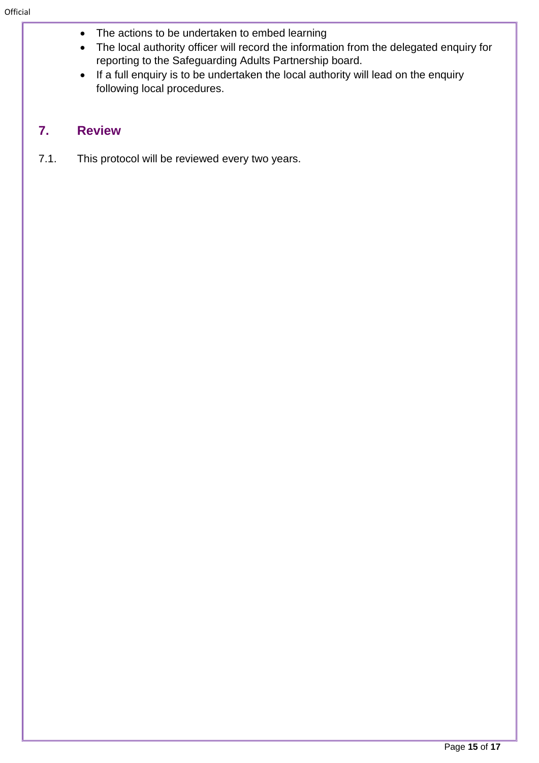- The actions to be undertaken to embed learning
- The local authority officer will record the information from the delegated enquiry for reporting to the Safeguarding Adults Partnership board.
- If a full enquiry is to be undertaken the local authority will lead on the enquiry following local procedures.

## 7. Review

7.1. This protocol will be reviewed every two years.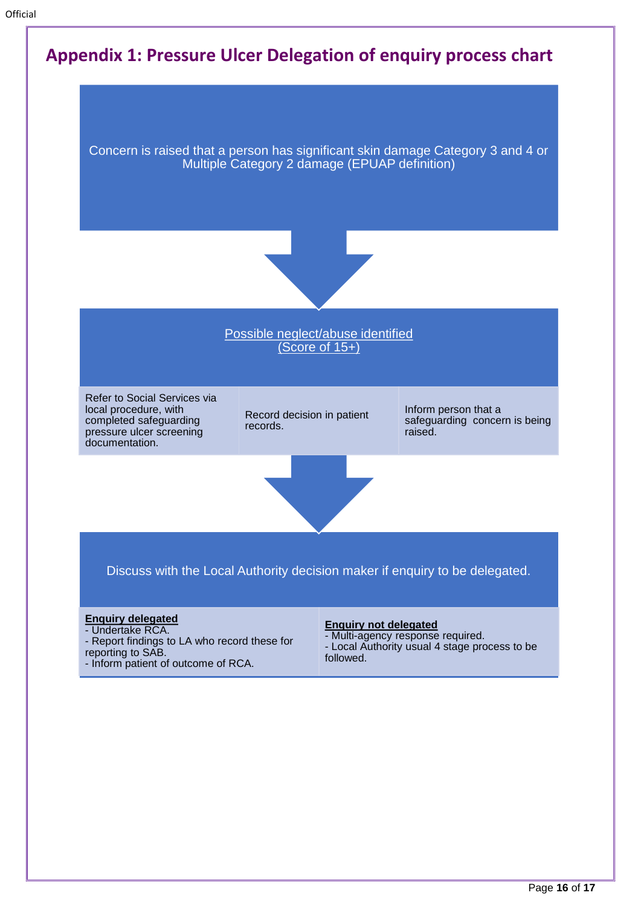Official

# Appendix 1: Pressure Ulcer Delegation of enquiry process chart

Concern is raised that a person has significant skin damage Category 3 and 4 or Multiple Category 2 damage (EPUAP definition)

↓

Possible neglect/abuse identified
(Score of 15+)

| Refer to Social Services via local procedure, with completed safeguarding pressure ulcer screening documentation. | Record decision in patient records. | Inform person that a safeguarding concern is being raised. |
|---|---|---|

↓

Discuss with the Local Authority decision maker if enquiry to be delegated.

| **Enquiry delegated** | **Enquiry not delegated** |
|---|---|
| - Undertake RCA.<br>- Report findings to LA who record these for reporting to SAB.<br>- Inform patient of outcome of RCA. | - Multi-agency response required.<br>- Local Authority usual 4 stage process to be followed. |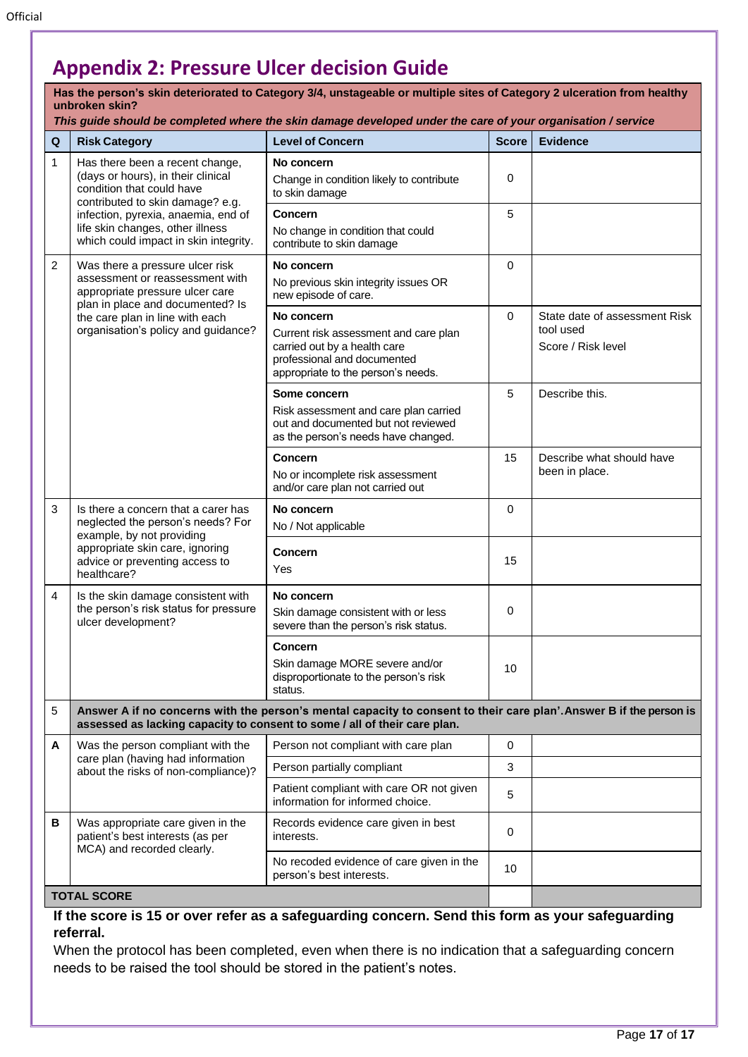# Appendix 2: Pressure Ulcer decision Guide

| Has the person's skin deteriorated to Category 3/4, unstageable or multiple sites of Category 2 ulceration from healthy unbroken skin? *This guide should be completed where the skin damage developed under the care of your organisation / service* | | | | |
|---|---|---|---|---|
| **Q** | **Risk Category** | **Level of Concern** | **Score** | **Evidence** |
| 1 | Has there been a recent change, (days or hours), in their clinical condition that could have contributed to skin damage? e.g. infection, pyrexia, anaemia, end of life skin changes, other illness which could impact in skin integrity. | **No concern** Change in condition likely to contribute to skin damage | 0 | |
| | | **Concern** No change in condition that could contribute to skin damage | 5 | |
| 2 | Was there a pressure ulcer risk assessment or reassessment with appropriate pressure ulcer care plan in place and documented? Is the care plan in line with each organisation's policy and guidance? | **No concern** No previous skin integrity issues OR new episode of care. | 0 | |
| | | **No concern** Current risk assessment and care plan carried out by a health care professional and documented appropriate to the person's needs. | 0 | State date of assessment Risk tool used Score / Risk level |
| | | **Some concern** Risk assessment and care plan carried out and documented but not reviewed as the person's needs have changed. | 5 | Describe this. |
| | | **Concern** No or incomplete risk assessment and/or care plan not carried out | 15 | Describe what should have been in place. |
| 3 | Is there a concern that a carer has neglected the person's needs? For example, by not providing appropriate skin care, ignoring advice or preventing access to healthcare? | **No concern** No / Not applicable | 0 | |
| | | **Concern** Yes | 15 | |
| 4 | Is the skin damage consistent with the person's risk status for pressure ulcer development? | **No concern** Skin damage consistent with or less severe than the person's risk status. | 0 | |
| | | **Concern** Skin damage MORE severe and/or disproportionate to the person's risk status. | 10 | |
| 5 | **Answer A if no concerns with the person's mental capacity to consent to their care plan'. Answer B if the person is assessed as lacking capacity to consent to some / all of their care plan.** | | | |
| **A** | Was the person compliant with the care plan (having had information about the risks of non-compliance)? | Person not compliant with care plan | 0 | |
| | | Person partially compliant | 3 | |
| | | Patient compliant with care OR not given information for informed choice. | 5 | |
| **B** | Was appropriate care given in the patient's best interests (as per MCA) and recorded clearly. | Records evidence care given in best interests. | 0 | |
| | | No recoded evidence of care given in the person's best interests. | 10 | |
| **TOTAL SCORE** | | | | |

**If the score is 15 or over refer as a safeguarding concern. Send this form as your safeguarding referral.**

When the protocol has been completed, even when there is no indication that a safeguarding concern needs to be raised the tool should be stored in the patient's notes.